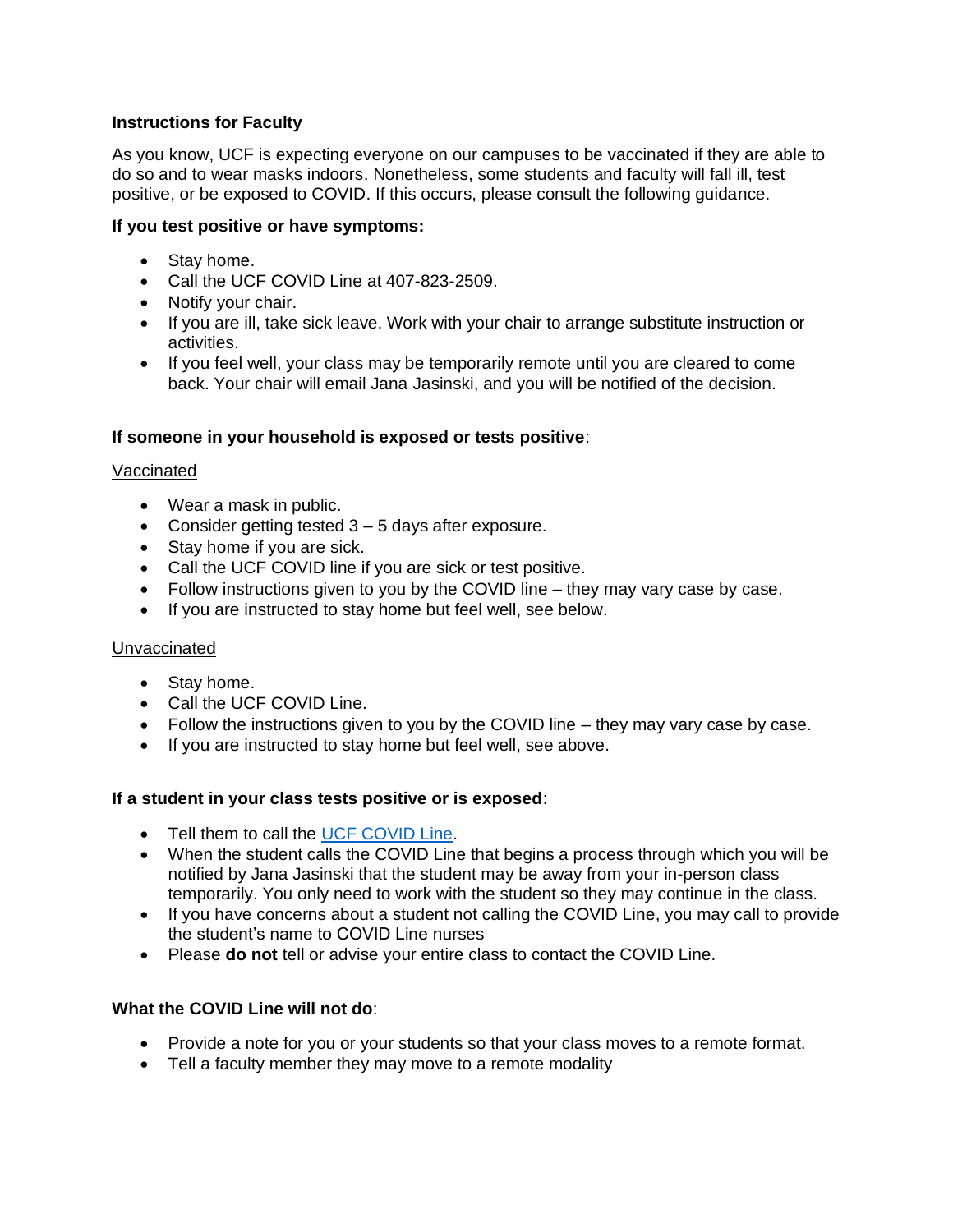**Instructions for Faculty**

As you know, UCF is expecting everyone on our campuses to be vaccinated if they are able to do so and to wear masks indoors. Nonetheless, some students and faculty will fall ill, test positive, or be exposed to COVID. If this occurs, please consult the following guidance.

**If you test positive or have symptoms:**

- Stay home.
- Call the UCF COVID Line at 407-823-2509.
- Notify your chair.
- If you are ill, take sick leave. Work with your chair to arrange substitute instruction or activities.
- If you feel well, your class may be temporarily remote until you are cleared to come back. Your chair will email Jana Jasinski, and you will be notified of the decision.

**If someone in your household is exposed or tests positive**:

Vaccinated

- Wear a mask in public.
- Consider getting tested 3 – 5 days after exposure.
- Stay home if you are sick.
- Call the UCF COVID line if you are sick or test positive.
- Follow instructions given to you by the COVID line – they may vary case by case.
- If you are instructed to stay home but feel well, see below.

Unvaccinated

- Stay home.
- Call the UCF COVID Line.
- Follow the instructions given to you by the COVID line – they may vary case by case.
- If you are instructed to stay home but feel well, see above.

**If a student in your class tests positive or is exposed**:

- Tell them to call the UCF COVID Line.
- When the student calls the COVID Line that begins a process through which you will be notified by Jana Jasinski that the student may be away from your in-person class temporarily. You only need to work with the student so they may continue in the class.
- If you have concerns about a student not calling the COVID Line, you may call to provide the student's name to COVID Line nurses
- Please **do not** tell or advise your entire class to contact the COVID Line.

**What the COVID Line will not do**:

- Provide a note for you or your students so that your class moves to a remote format.
- Tell a faculty member they may move to a remote modality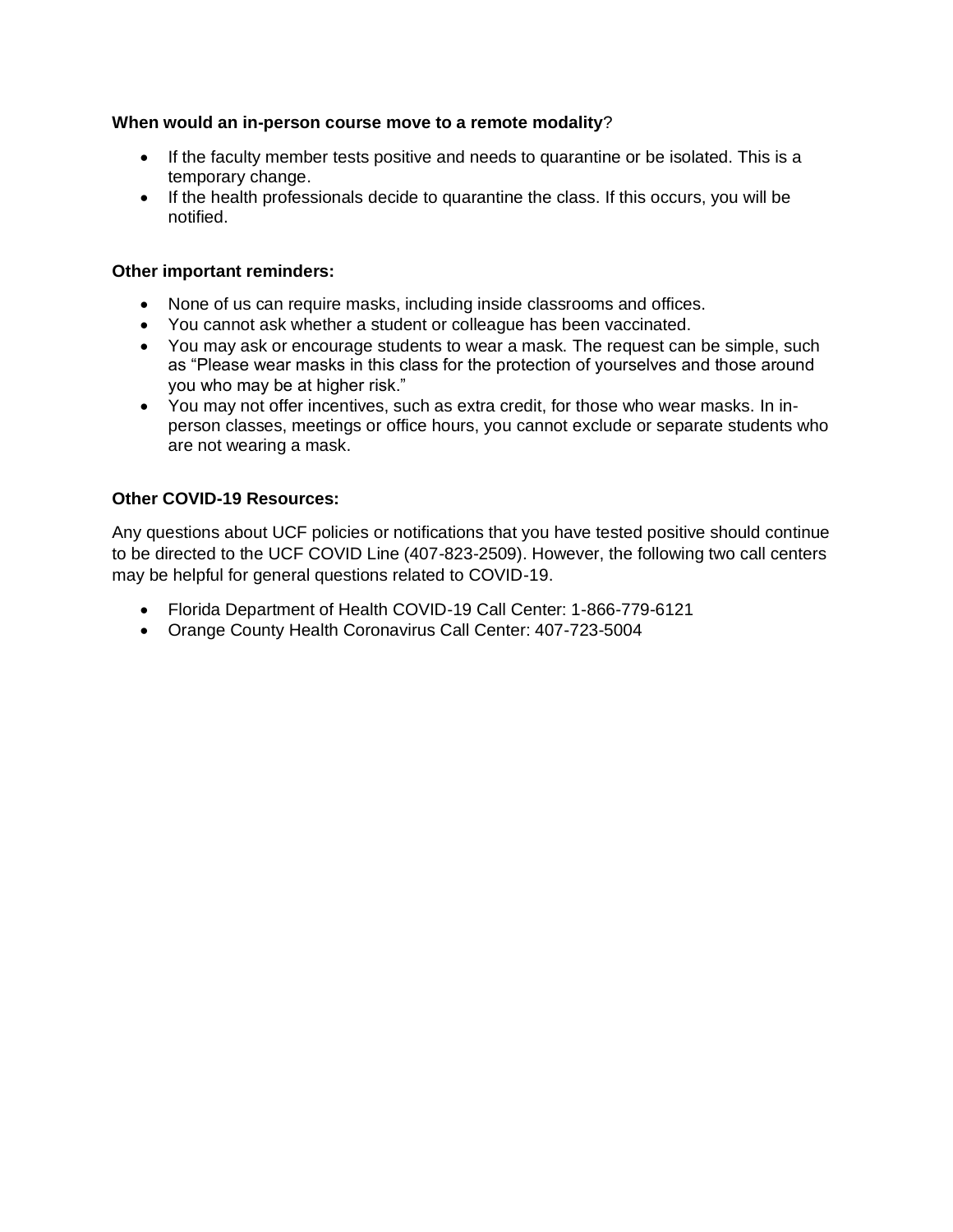**When would an in-person course move to a remote modality**?

- If the faculty member tests positive and needs to quarantine or be isolated. This is a temporary change.
- If the health professionals decide to quarantine the class. If this occurs, you will be notified.

**Other important reminders:**

- None of us can require masks, including inside classrooms and offices.
- You cannot ask whether a student or colleague has been vaccinated.
- You may ask or encourage students to wear a mask. The request can be simple, such as “Please wear masks in this class for the protection of yourselves and those around you who may be at higher risk.”
- You may not offer incentives, such as extra credit, for those who wear masks. In in-person classes, meetings or office hours, you cannot exclude or separate students who are not wearing a mask.

**Other COVID-19 Resources:**

Any questions about UCF policies or notifications that you have tested positive should continue to be directed to the UCF COVID Line (407-823-2509). However, the following two call centers may be helpful for general questions related to COVID-19.

- Florida Department of Health COVID-19 Call Center: 1-866-779-6121
- Orange County Health Coronavirus Call Center: 407-723-5004